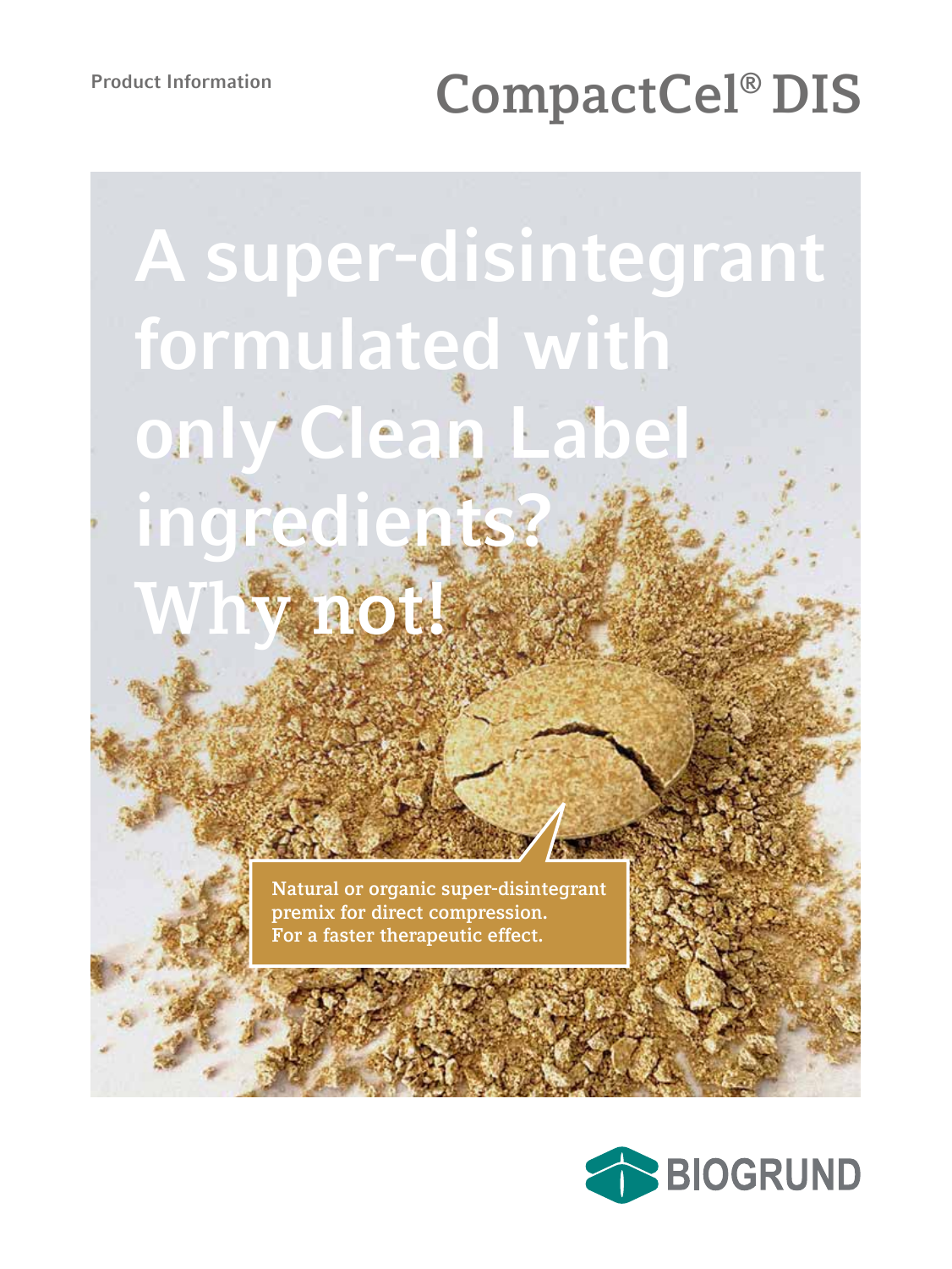Product Information

# CompactCel® DIS

## A super-disintegrant formulated with only Clean Label ingredients? Why not!

Natural or organic super-disintegrant premix for direct compression.
For a faster therapeutic effect.

BIOGRUND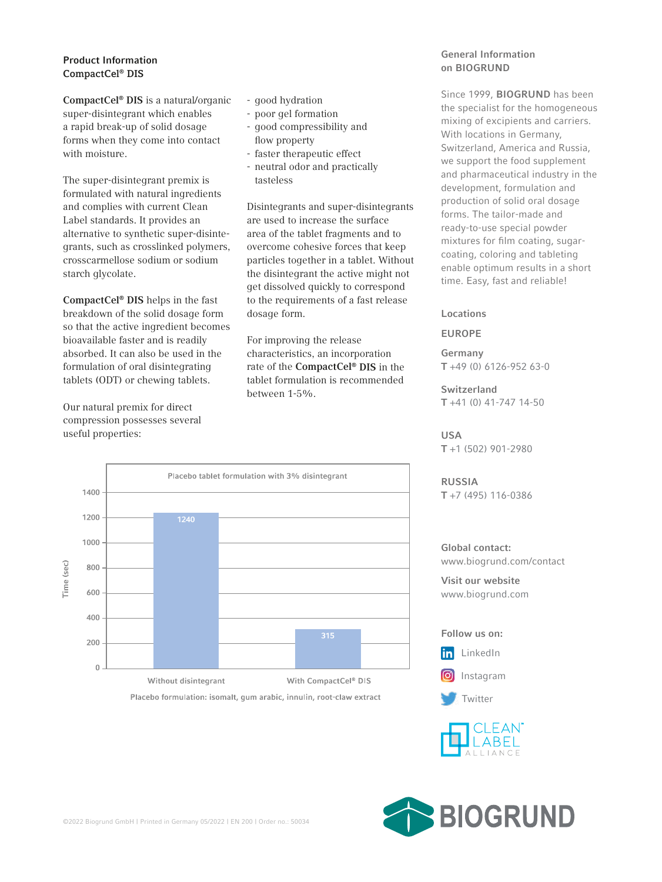## Product Information
## CompactCel® DIS

**CompactCel® DIS** is a natural/organic super-disintegrant which enables a rapid break-up of solid dosage forms when they come into contact with moisture.

The super-disintegrant premix is formulated with natural ingredients and complies with current Clean Label standards. It provides an alternative to synthetic super-disintegrants, such as crosslinked polymers, crosscarmellose sodium or sodium starch glycolate.

**CompactCel® DIS** helps in the fast breakdown of the solid dosage form so that the active ingredient becomes bioavailable faster and is readily absorbed. It can also be used in the formulation of oral disintegrating tablets (ODT) or chewing tablets.

Our natural premix for direct compression possesses several useful properties:

- good hydration
- poor gel formation
- good compressibility and flow property
- faster therapeutic effect
- neutral odor and practically tasteless

Disintegrants and super-disintegrants are used to increase the surface area of the tablet fragments and to overcome cohesive forces that keep particles together in a tablet. Without the disintegrant the active might not get dissolved quickly to correspond to the requirements of a fast release dosage form.

For improving the release characteristics, an incorporation rate of the **CompactCel® DIS** in the tablet formulation is recommended between 1-5%.

Placebo tablet formulation with 3% disintegrant

Time (sec)

0
200
400
600
800
1000
1200
1400

1240
315

Without disintegrant
With CompactCel® DIS

Placebo formulation: isomalt, gum arabic, innulin, root-claw extract

## General Information on BIOGRUND

Since 1999, **BIOGRUND** has been the specialist for the homogeneous mixing of excipients and carriers. With locations in Germany, Switzerland, America and Russia, we support the food supplement and pharmaceutical industry in the development, formulation and production of solid oral dosage forms. The tailor-made and ready-to-use special powder mixtures for film coating, sugar-coating, coloring and tableting enable optimum results in a short time. Easy, fast and reliable!

### Locations

**EUROPE**

**Germany**
**T** +49 (0) 6126-952 63-0

**Switzerland**
**T** +41 (0) 41-747 14-50

**USA**
**T** +1 (502) 901-2980

**RUSSIA**
**T** +7 (495) 116-0386

**Global contact:**
www.biogrund.com/contact

**Visit our website**
www.biogrund.com

**Follow us on:**

LinkedIn
Instagram
Twitter

CLEAN LABEL ALLIANCE

©2022 Biogrund GmbH | Printed in Germany 05/2022 | EN 200 | Order no.: 50034

BIOGRUND